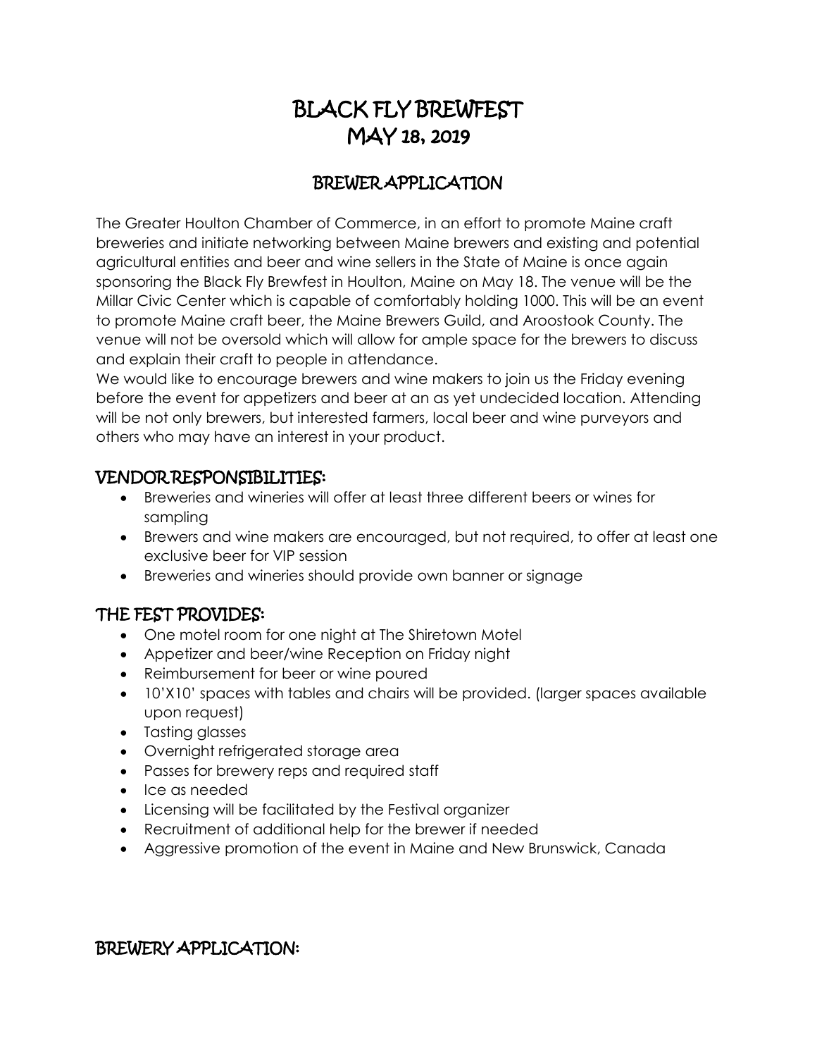# BLACK FLY BREWFEST
# MAY 18, 2019

## BREWER APPLICATION

The Greater Houlton Chamber of Commerce, in an effort to promote Maine craft breweries and initiate networking between Maine brewers and existing and potential agricultural entities and beer and wine sellers in the State of Maine is once again sponsoring the Black Fly Brewfest in Houlton, Maine on May 18. The venue will be the Millar Civic Center which is capable of comfortably holding 1000. This will be an event to promote Maine craft beer, the Maine Brewers Guild, and Aroostook County. The venue will not be oversold which will allow for ample space for the brewers to discuss and explain their craft to people in attendance.

We would like to encourage brewers and wine makers to join us the Friday evening before the event for appetizers and beer at an as yet undecided location. Attending will be not only brewers, but interested farmers, local beer and wine purveyors and others who may have an interest in your product.

### VENDOR RESPONSIBILITIES:

- Breweries and wineries will offer at least three different beers or wines for sampling
- Brewers and wine makers are encouraged, but not required, to offer at least one exclusive beer for VIP session
- Breweries and wineries should provide own banner or signage

### THE FEST PROVIDES:

- One motel room for one night at The Shiretown Motel
- Appetizer and beer/wine Reception on Friday night
- Reimbursement for beer or wine poured
- 10'X10' spaces with tables and chairs will be provided. (larger spaces available upon request)
- Tasting glasses
- Overnight refrigerated storage area
- Passes for brewery reps and required staff
- Ice as needed
- Licensing will be facilitated by the Festival organizer
- Recruitment of additional help for the brewer if needed
- Aggressive promotion of the event in Maine and New Brunswick, Canada

### BREWERY APPLICATION: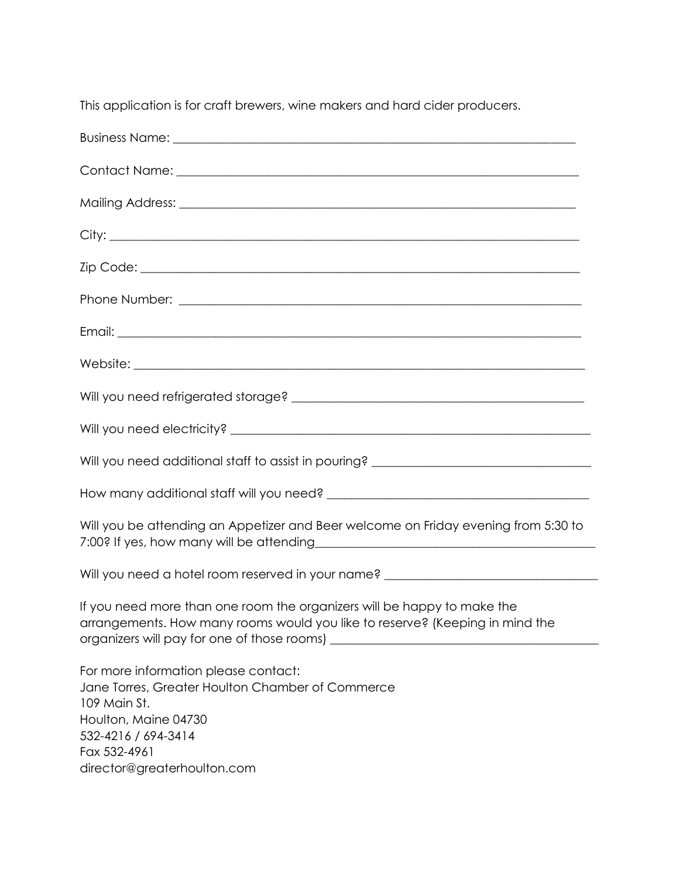This application is for craft brewers, wine makers and hard cider producers.

Business Name: ___________________________________________________________________

Contact Name: ___________________________________________________________________

Mailing Address: _________________________________________________________________

City: ________________________________________________________________________

Zip Code: _____________________________________________________________________

Phone Number: __________________________________________________________________

Email: _______________________________________________________________________

Website: _____________________________________________________________________

Will you need refrigerated storage? _____________________________________________

Will you need electricity? _____________________________________________________

Will you need additional staff to assist in pouring? ___________________________________

How many additional staff will you need? _________________________________________

Will you be attending an Appetizer and Beer welcome on Friday evening from 5:30 to 7:00? If yes, how many will be attending_________________________________________

Will you need a hotel room reserved in your name? _________________________________

If you need more than one room the organizers will be happy to make the arrangements. How many rooms would you like to reserve? (Keeping in mind the organizers will pay for one of those rooms) ________________________________________

For more information please contact:
Jane Torres, Greater Houlton Chamber of Commerce
109 Main St.
Houlton, Maine 04730
532-4216 / 694-3414
Fax 532-4961
director@greaterhoulton.com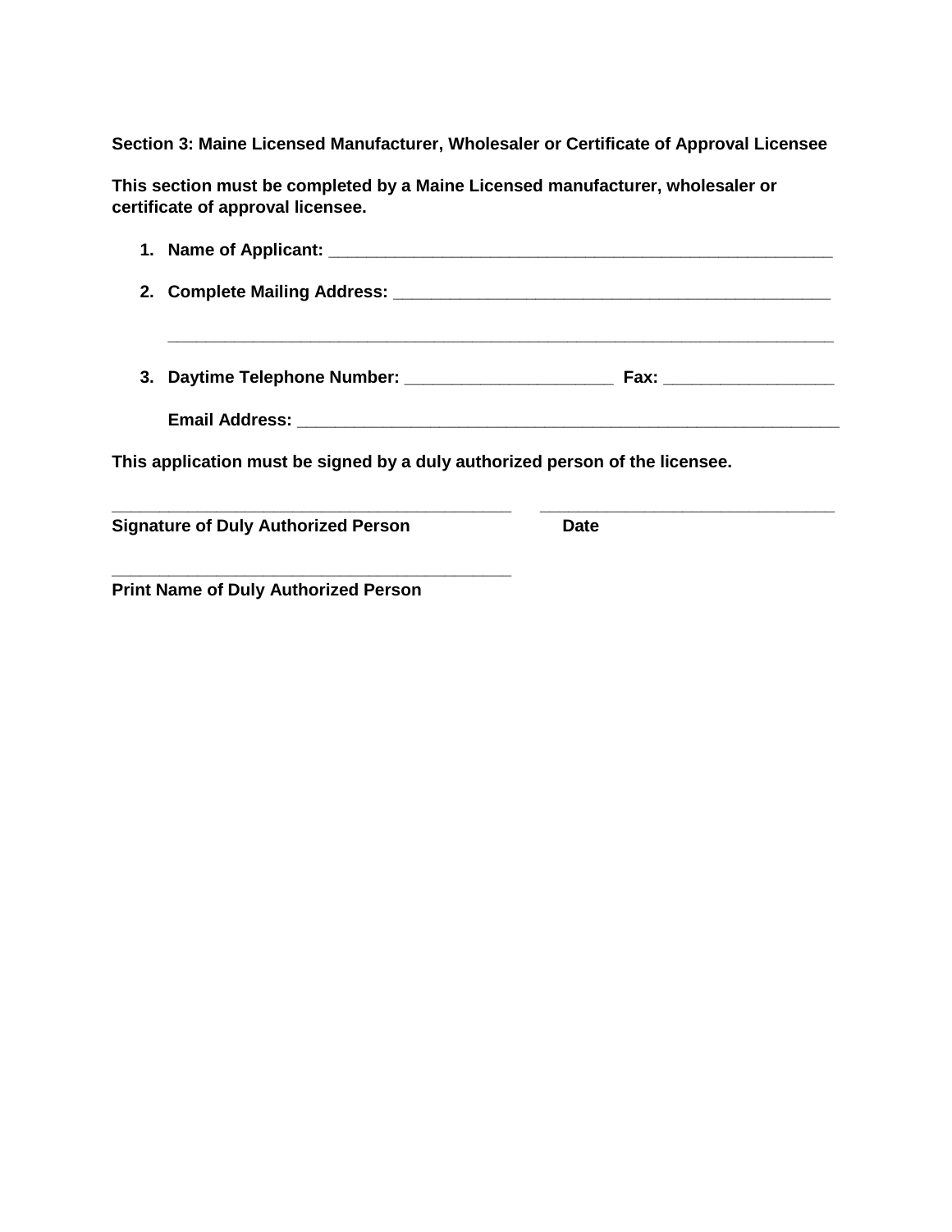**Section 3: Maine Licensed Manufacturer, Wholesaler or Certificate of Approval Licensee**

**This section must be completed by a Maine Licensed manufacturer, wholesaler or certificate of approval licensee.**

1. **Name of Applicant:** _______________________________________________________

2. **Complete Mailing Address:** _______________________________________________

   _________________________________________________________________________

3. **Daytime Telephone Number:** ______________________ **Fax:** _________________

   **Email Address:** ____________________________________________________________

**This application must be signed by a duly authorized person of the licensee.**

____________________________________________ ________________________________

**Signature of Duly Authorized Person** **Date**

____________________________________________

**Print Name of Duly Authorized Person**